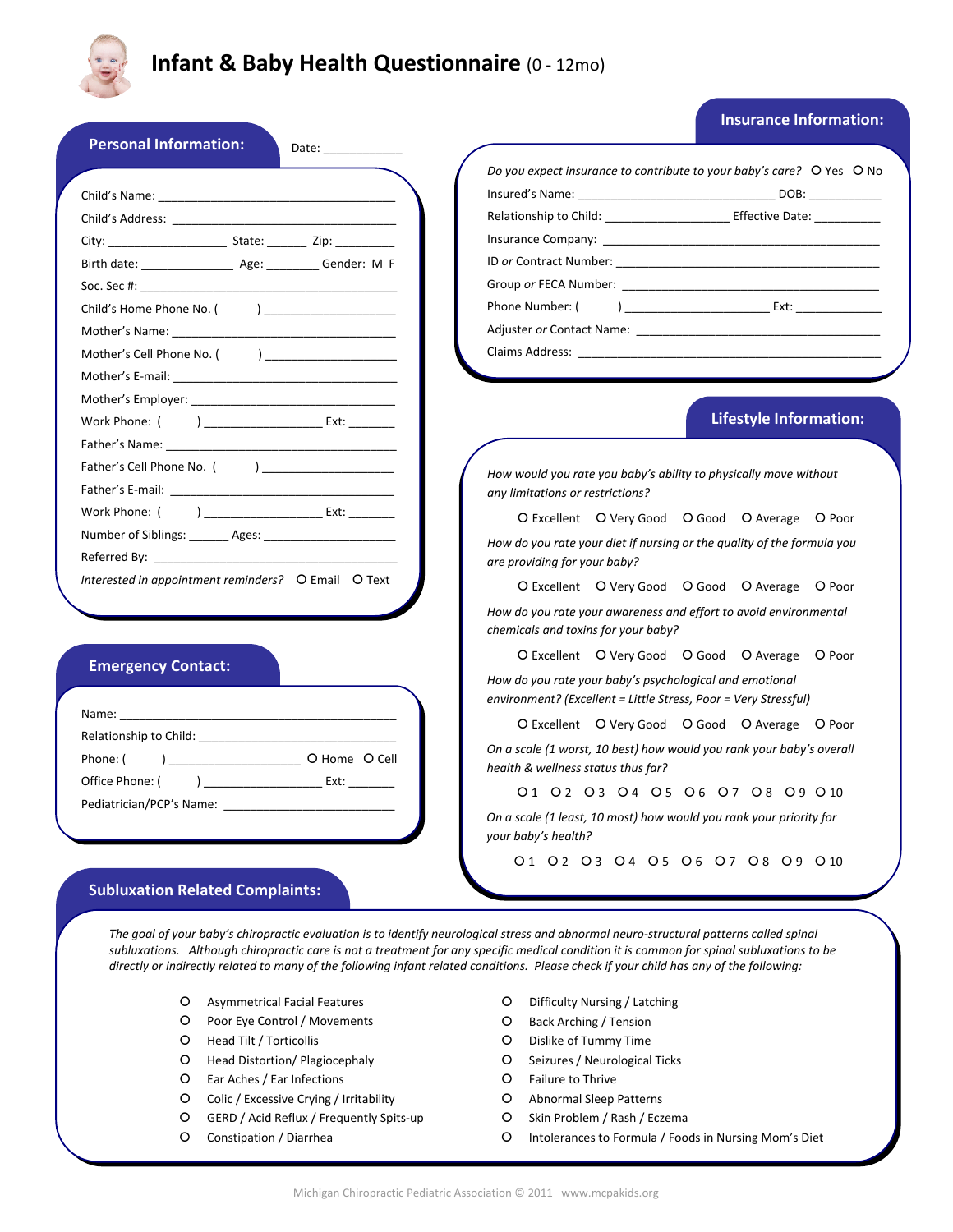# Infant & Baby Health Questionnaire (0 - 12mo)

## Personal Information:

Date: ___________

Child's Name: ______________________________________

Child's Address: ____________________________________

City: _________________ State: ______ Zip: _________

Birth date: ______________ Age: ________ Gender: M F

Soc. Sec #: _________________________________________

Child's Home Phone No. ( ) ___________________

Mother's Name: ____________________________________

Mother's Cell Phone No. ( ) ___________________

Mother's E-mail: ____________________________________

Mother's Employer: __________________________________

Work Phone: ( ) _________________ Ext: _______

Father's Name: _____________________________________

Father's Cell Phone No. ( ) ___________________

Father's E-mail: _____________________________________

Work Phone: ( ) _________________ Ext: _______

Number of Siblings: ______ Ages: ____________________

Referred By: _________________________________________

*Interested in appointment reminders?* O Email O Text

## Insurance Information:

*Do you expect insurance to contribute to your baby's care?* O Yes O No

Insured's Name: ____________________________ DOB: ___________

Relationship to Child: __________________ Effective Date: __________

Insurance Company: _________________________________________

ID *or* Contract Number: _____________________________________

Group *or* FECA Number: _____________________________________

Phone Number: ( ) ____________________ Ext: _____________

Adjuster *or* Contact Name: __________________________________

Claims Address: ____________________________________________

## Emergency Contact:

Name: ______________________________________________

Relationship to Child: ________________________________

Phone: ( ) ___________________ O Home O Cell

Office Phone: ( ) _________________ Ext: _______

Pediatrician/PCP's Name: ___________________________

## Lifestyle Information:

*How would you rate you baby's ability to physically move without any limitations or restrictions?*

O Excellent O Very Good O Good O Average O Poor

*How do you rate your diet if nursing or the quality of the formula you are providing for your baby?*

O Excellent O Very Good O Good O Average O Poor

*How do you rate your awareness and effort to avoid environmental chemicals and toxins for your baby?*

O Excellent O Very Good O Good O Average O Poor

*How do you rate your baby's psychological and emotional environment? (Excellent = Little Stress, Poor = Very Stressful)*

O Excellent O Very Good O Good O Average O Poor

*On a scale (1 worst, 10 best) how would you rank your baby's overall health & wellness status thus far?*

O 1 O 2 O 3 O 4 O 5 O 6 O 7 O 8 O 9 O 10

*On a scale (1 least, 10 most) how would you rank your priority for your baby's health?*

O 1 O 2 O 3 O 4 O 5 O 6 O 7 O 8 O 9 O 10

## Subluxation Related Complaints:

*The goal of your baby's chiropractic evaluation is to identify neurological stress and abnormal neuro-structural patterns called spinal subluxations. Although chiropractic care is not a treatment for any specific medical condition it is common for spinal subluxations to be directly or indirectly related to many of the following infant related conditions. Please check if your child has any of the following:*

- O Asymmetrical Facial Features
- O Poor Eye Control / Movements
- O Head Tilt / Torticollis
- O Head Distortion/ Plagiocephaly
- O Ear Aches / Ear Infections
- O Colic / Excessive Crying / Irritability
- O GERD / Acid Reflux / Frequently Spits-up
- O Constipation / Diarrhea
- O Difficulty Nursing / Latching
- O Back Arching / Tension
- O Dislike of Tummy Time
- O Seizures / Neurological Ticks
- O Failure to Thrive
- O Abnormal Sleep Patterns
- O Skin Problem / Rash / Eczema
- O Intolerances to Formula / Foods in Nursing Mom's Diet

Michigan Chiropractic Pediatric Association © 2011 www.mcpakids.org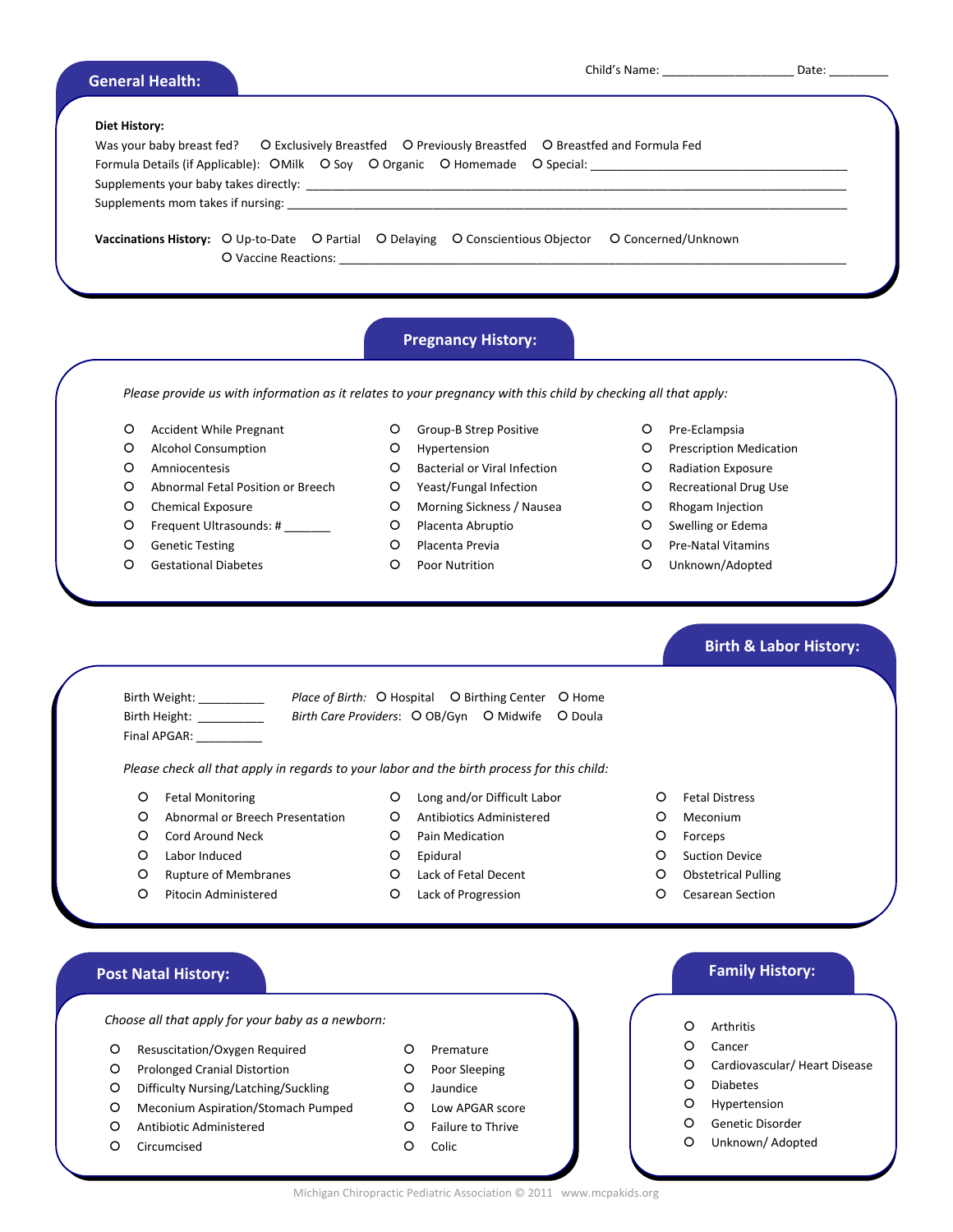Child's Name: ____________________ Date: _________

## General Health:

**Diet History:**

Was your baby breast fed? ○ Exclusively Breastfed ○ Previously Breastfed ○ Breastfed and Formula Fed

Formula Details (if Applicable): ○ Milk ○ Soy ○ Organic ○ Homemade ○ Special: ________________________________________

Supplements your baby takes directly: ______________________________________________________________________________

Supplements mom takes if nursing: ________________________________________________________________________________

**Vaccinations History:** ○ Up-to-Date ○ Partial ○ Delaying ○ Conscientious Objector ○ Concerned/Unknown

○ Vaccine Reactions: __________________________________________________________________________

## Pregnancy History:

*Please provide us with information as it relates to your pregnancy with this child by checking all that apply:*

- ○ Accident While Pregnant
- ○ Alcohol Consumption
- ○ Amniocentesis
- ○ Abnormal Fetal Position or Breech
- ○ Chemical Exposure
- ○ Frequent Ultrasounds: # _______
- ○ Genetic Testing
- ○ Gestational Diabetes
- ○ Group-B Strep Positive
- ○ Hypertension
- ○ Bacterial or Viral Infection
- ○ Yeast/Fungal Infection
- ○ Morning Sickness / Nausea
- ○ Placenta Abruptio
- ○ Placenta Previa
- ○ Poor Nutrition
- ○ Pre-Eclampsia
- ○ Prescription Medication
- ○ Radiation Exposure
- ○ Recreational Drug Use
- ○ Rhogam Injection
- ○ Swelling or Edema
- ○ Pre-Natal Vitamins
- ○ Unknown/Adopted

## Birth & Labor History:

Birth Weight: __________

Birth Height: __________

Final APGAR: __________

*Place of Birth:* ○ Hospital ○ Birthing Center ○ Home

*Birth Care Providers*: ○ OB/Gyn ○ Midwife ○ Doula

*Please check all that apply in regards to your labor and the birth process for this child:*

- ○ Fetal Monitoring
- ○ Abnormal or Breech Presentation
- ○ Cord Around Neck
- ○ Labor Induced
- ○ Rupture of Membranes
- ○ Pitocin Administered
- ○ Long and/or Difficult Labor
- ○ Antibiotics Administered
- ○ Pain Medication
- ○ Epidural
- ○ Lack of Fetal Decent
- ○ Lack of Progression
- ○ Fetal Distress
- ○ Meconium
- ○ Forceps
- ○ Suction Device
- ○ Obstetrical Pulling
- ○ Cesarean Section

## Post Natal History:

*Choose all that apply for your baby as a newborn:*

- ○ Resuscitation/Oxygen Required
- ○ Prolonged Cranial Distortion
- ○ Difficulty Nursing/Latching/Suckling
- ○ Meconium Aspiration/Stomach Pumped
- ○ Antibiotic Administered
- ○ Circumcised
- ○ Premature
- ○ Poor Sleeping
- ○ Jaundice
- ○ Low APGAR score
- ○ Failure to Thrive
- ○ Colic

## Family History:

- ○ Arthritis
- ○ Cancer
- ○ Cardiovascular/ Heart Disease
- ○ Diabetes
- ○ Hypertension
- ○ Genetic Disorder
- ○ Unknown/ Adopted

Michigan Chiropractic Pediatric Association © 2011 www.mcpakids.org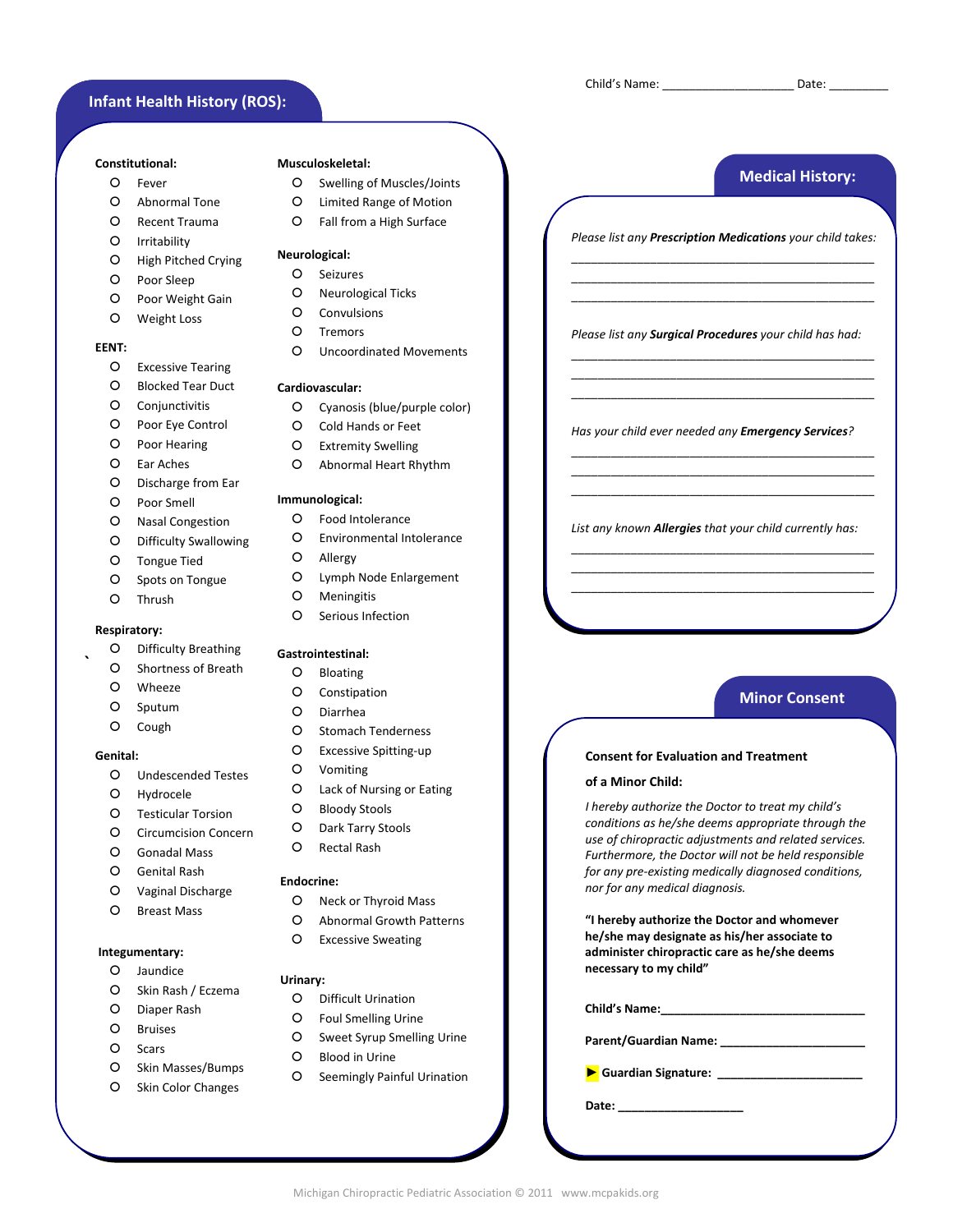Child's Name: ____________________ Date: _________

## Infant Health History (ROS):

**Constitutional:**

- O Fever
- O Abnormal Tone
- O Recent Trauma
- O Irritability
- O High Pitched Crying
- O Poor Sleep
- O Poor Weight Gain
- O Weight Loss

**EENT:**

- O Excessive Tearing
- O Blocked Tear Duct
- O Conjunctivitis
- O Poor Eye Control
- O Poor Hearing
- O Ear Aches
- O Discharge from Ear
- O Poor Smell
- O Nasal Congestion
- O Difficulty Swallowing
- O Tongue Tied
- O Spots on Tongue
- O Thrush

**Respiratory:**

- O Difficulty Breathing
- O Shortness of Breath
- O Wheeze
- O Sputum
- O Cough

**Genital:**

- O Undescended Testes
- O Hydrocele
- O Testicular Torsion
- O Circumcision Concern
- O Gonadal Mass
- O Genital Rash
- O Vaginal Discharge
- O Breast Mass

**Integumentary:**

- O Jaundice
- O Skin Rash / Eczema
- O Diaper Rash
- O Bruises
- O Scars
- O Skin Masses/Bumps
- O Skin Color Changes

**Musculoskeletal:**

- O Swelling of Muscles/Joints
- O Limited Range of Motion
- O Fall from a High Surface

**Neurological:**

- O Seizures
- O Neurological Ticks
- O Convulsions
- O Tremors
- O Uncoordinated Movements

**Cardiovascular:**

- O Cyanosis (blue/purple color)
- O Cold Hands or Feet
- O Extremity Swelling
- O Abnormal Heart Rhythm

**Immunological:**

- O Food Intolerance
- O Environmental Intolerance
- O Allergy
- O Lymph Node Enlargement
- O Meningitis
- O Serious Infection

**Gastrointestinal:**

- O Bloating
- O Constipation
- O Diarrhea
- O Stomach Tenderness
- O Excessive Spitting-up
- O Vomiting
- O Lack of Nursing or Eating
- O Bloody Stools
- O Dark Tarry Stools
- O Rectal Rash

**Endocrine:**

- O Neck or Thyroid Mass
- O Abnormal Growth Patterns
- O Excessive Sweating

**Urinary:**

- O Difficult Urination
- O Foul Smelling Urine
- O Sweet Syrup Smelling Urine
- O Blood in Urine
- O Seemingly Painful Urination

## Medical History:

*Please list any **Prescription Medications** your child takes:*

_______________________________________________

_______________________________________________

_______________________________________________

*Please list any **Surgical Procedures** your child has had:*

_______________________________________________

_______________________________________________

_______________________________________________

*Has your child ever needed any **Emergency Services**?*

_______________________________________________

_______________________________________________

_______________________________________________

*List any known **Allergies** that your child currently has:*

_______________________________________________

_______________________________________________

_______________________________________________

## Minor Consent

**Consent for Evaluation and Treatment of a Minor Child:**

*I hereby authorize the Doctor to treat my child's conditions as he/she deems appropriate through the use of chiropractic adjustments and related services. Furthermore, the Doctor will not be held responsible for any pre-existing medically diagnosed conditions, nor for any medical diagnosis.*

**"I hereby authorize the Doctor and whomever he/she may designate as his/her associate to administer chiropractic care as he/she deems necessary to my child"**

**Child's Name:**_______________________________

**Parent/Guardian Name:** ______________________

▶ **Guardian Signature:** ______________________

**Date:** ___________________

Michigan Chiropractic Pediatric Association © 2011 www.mcpakids.org